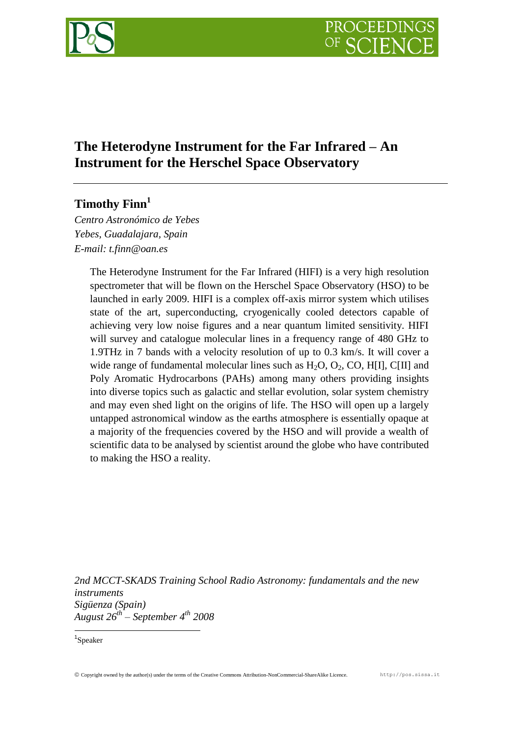# The Heterodyne Instrument for the Far Infrared – An Instrument for the Herschel Space Observatory

**Timothy Finn**[1]

*Centro Astronómico de Yebes*
*Yebes, Guadalajara, Spain*
*E-mail: t.finn@oan.es*

The Heterodyne Instrument for the Far Infrared (HIFI) is a very high resolution spectrometer that will be flown on the Herschel Space Observatory (HSO) to be launched in early 2009. HIFI is a complex off-axis mirror system which utilises state of the art, superconducting, cryogenically cooled detectors capable of achieving very low noise figures and a near quantum limited sensitivity. HIFI will survey and catalogue molecular lines in a frequency range of 480 GHz to 1.9THz in 7 bands with a velocity resolution of up to 0.3 km/s. It will cover a wide range of fundamental molecular lines such as $H_2O$, $O_2$, CO, H[I], C[II] and Poly Aromatic Hydrocarbons (PAHs) among many others providing insights into diverse topics such as galactic and stellar evolution, solar system chemistry and may even shed light on the origins of life. The HSO will open up a largely untapped astronomical window as the earths atmosphere is essentially opaque at a majority of the frequencies covered by the HSO and will provide a wealth of scientific data to be analysed by scientist around the globe who have contributed to making the HSO a reality.

*2nd MCCT-SKADS Training School Radio Astronomy: fundamentals and the new instruments*
*Sigüenza (Spain)*
*August 26th – September 4th 2008*

[1]Speaker

© Copyright owned by the author(s) under the terms of the Creative Commons Attribution-NonCommercial-ShareAlike Licence. http://pos.sissa.it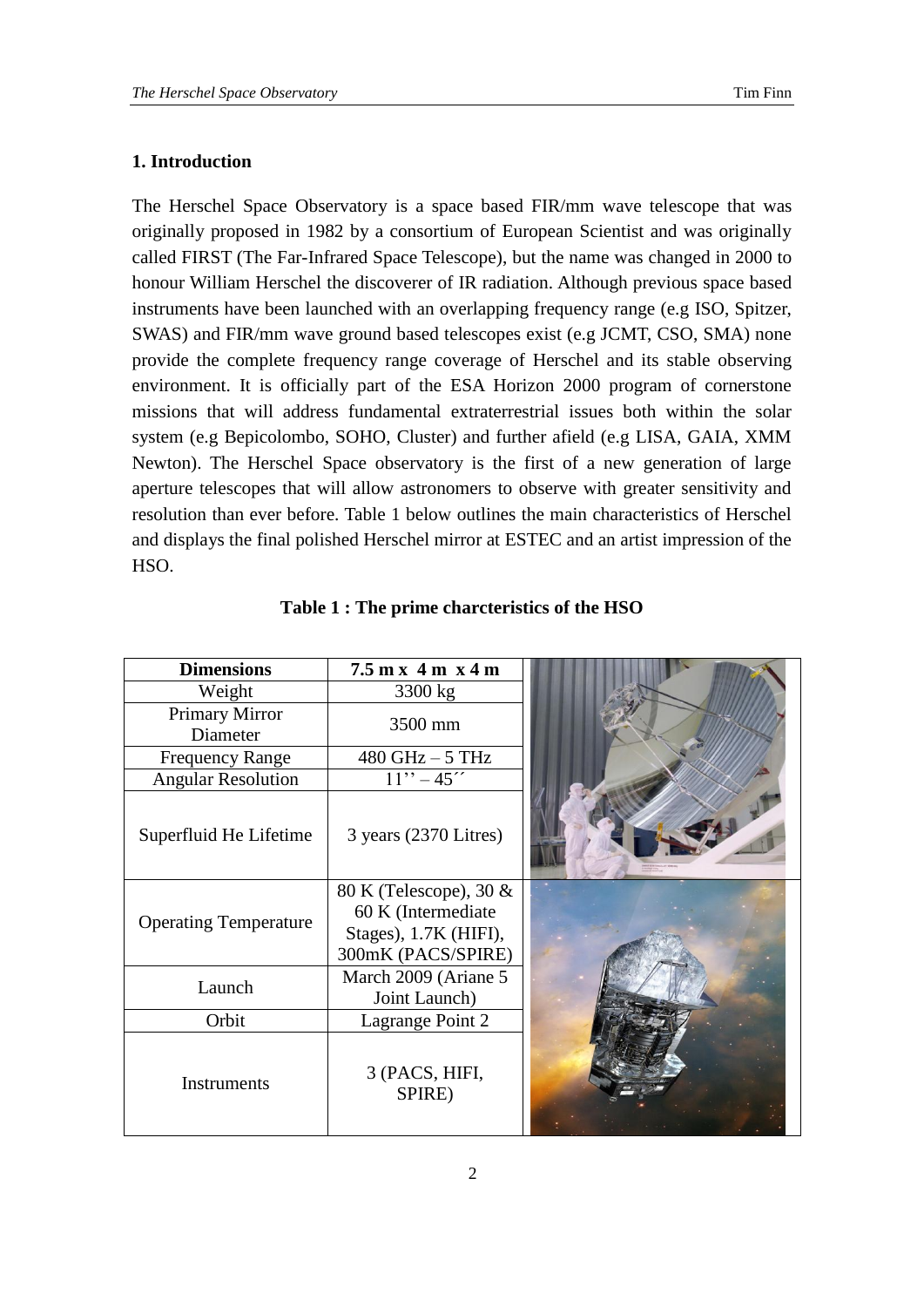## 1. Introduction

The Herschel Space Observatory is a space based FIR/mm wave telescope that was originally proposed in 1982 by a consortium of European Scientist and was originally called FIRST (The Far-Infrared Space Telescope), but the name was changed in 2000 to honour William Herschel the discoverer of IR radiation. Although previous space based instruments have been launched with an overlapping frequency range (e.g ISO, Spitzer, SWAS) and FIR/mm wave ground based telescopes exist (e.g JCMT, CSO, SMA) none provide the complete frequency range coverage of Herschel and its stable observing environment. It is officially part of the ESA Horizon 2000 program of cornerstone missions that will address fundamental extraterrestrial issues both within the solar system (e.g Bepicolombo, SOHO, Cluster) and further afield (e.g LISA, GAIA, XMM Newton). The Herschel Space observatory is the first of a new generation of large aperture telescopes that will allow astronomers to observe with greater sensitivity and resolution than ever before. Table 1 below outlines the main characteristics of Herschel and displays the final polished Herschel mirror at ESTEC and an artist impression of the HSO.

**Table 1 : The prime charcteristics of the HSO**

| **Dimensions** | **7.5 m x 4 m x 4 m** |
|---|---|
| Weight | 3300 kg |
| Primary Mirror Diameter | 3500 mm |
| Frequency Range | 480 GHz – 5 THz |
| Angular Resolution | 11'' – 45'' |
| Superfluid He Lifetime | 3 years (2370 Litres) |
| Operating Temperature | 80 K (Telescope), 30 & 60 K (Intermediate Stages), 1.7K (HIFI), 300mK (PACS/SPIRE) |
| Launch | March 2009 (Ariane 5 Joint Launch) |
| Orbit | Lagrange Point 2 |
| Instruments | 3 (PACS, HIFI, SPIRE) |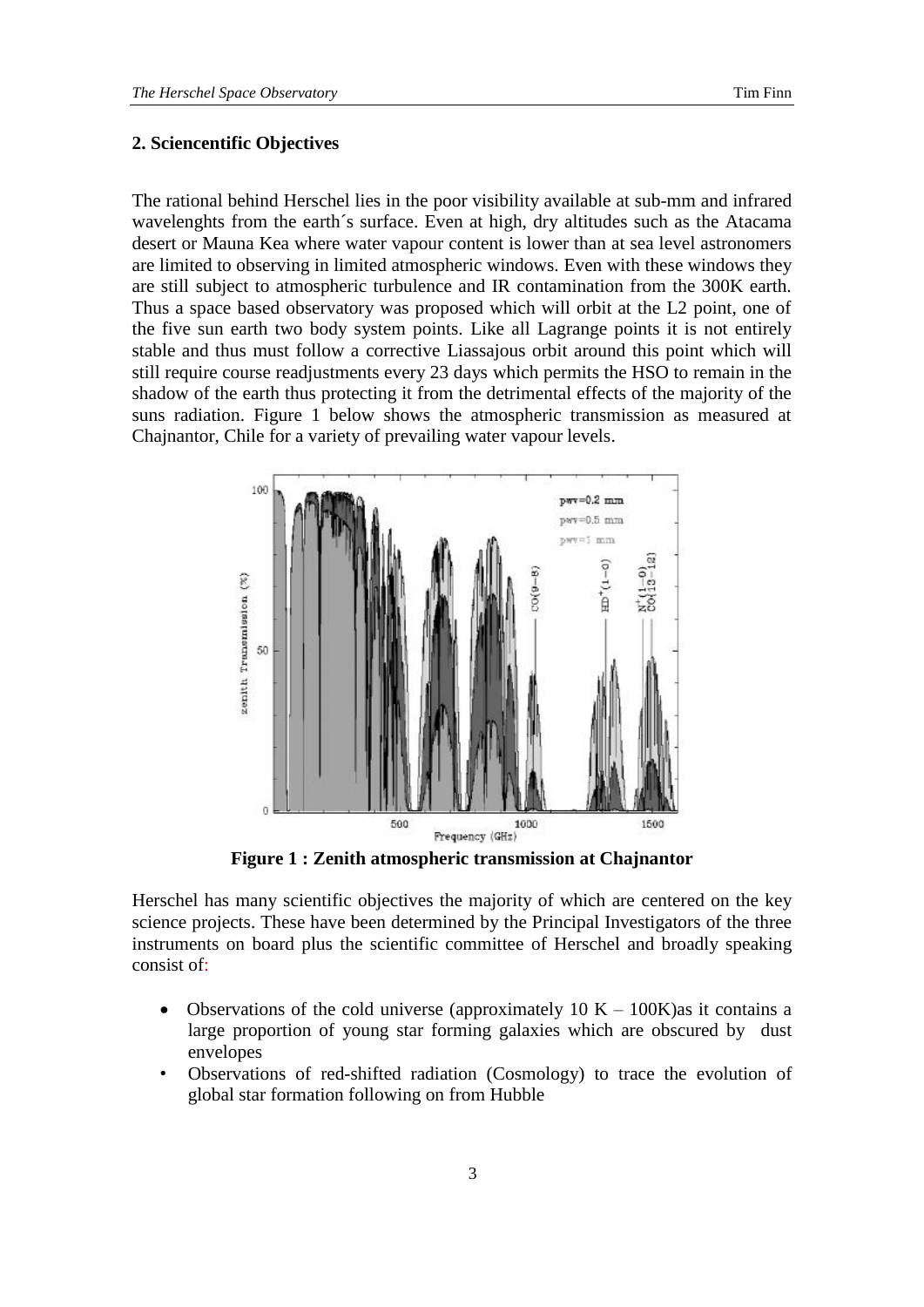## 2. Sciencentific Objectives

The rational behind Herschel lies in the poor visibility available at sub-mm and infrared wavelenghts from the earth´s surface. Even at high, dry altitudes such as the Atacama desert or Mauna Kea where water vapour content is lower than at sea level astronomers are limited to observing in limited atmospheric windows. Even with these windows they are still subject to atmospheric turbulence and IR contamination from the 300K earth. Thus a space based observatory was proposed which will orbit at the L2 point, one of the five sun earth two body system points. Like all Lagrange points it is not entirely stable and thus must follow a corrective Liassajous orbit around this point which will still require course readjustments every 23 days which permits the HSO to remain in the shadow of the earth thus protecting it from the detrimental effects of the majority of the suns radiation. Figure 1 below shows the atmospheric transmission as measured at Chajnantor, Chile for a variety of prevailing water vapour levels.

**Figure 1 : Zenith atmospheric transmission at Chajnantor**

Herschel has many scientific objectives the majority of which are centered on the key science projects. These have been determined by the Principal Investigators of the three instruments on board plus the scientific committee of Herschel and broadly speaking consist of:

- Observations of the cold universe (approximately 10 K – 100K)as it contains a large proportion of young star forming galaxies which are obscured by dust envelopes
- Observations of red-shifted radiation (Cosmology) to trace the evolution of global star formation following on from Hubble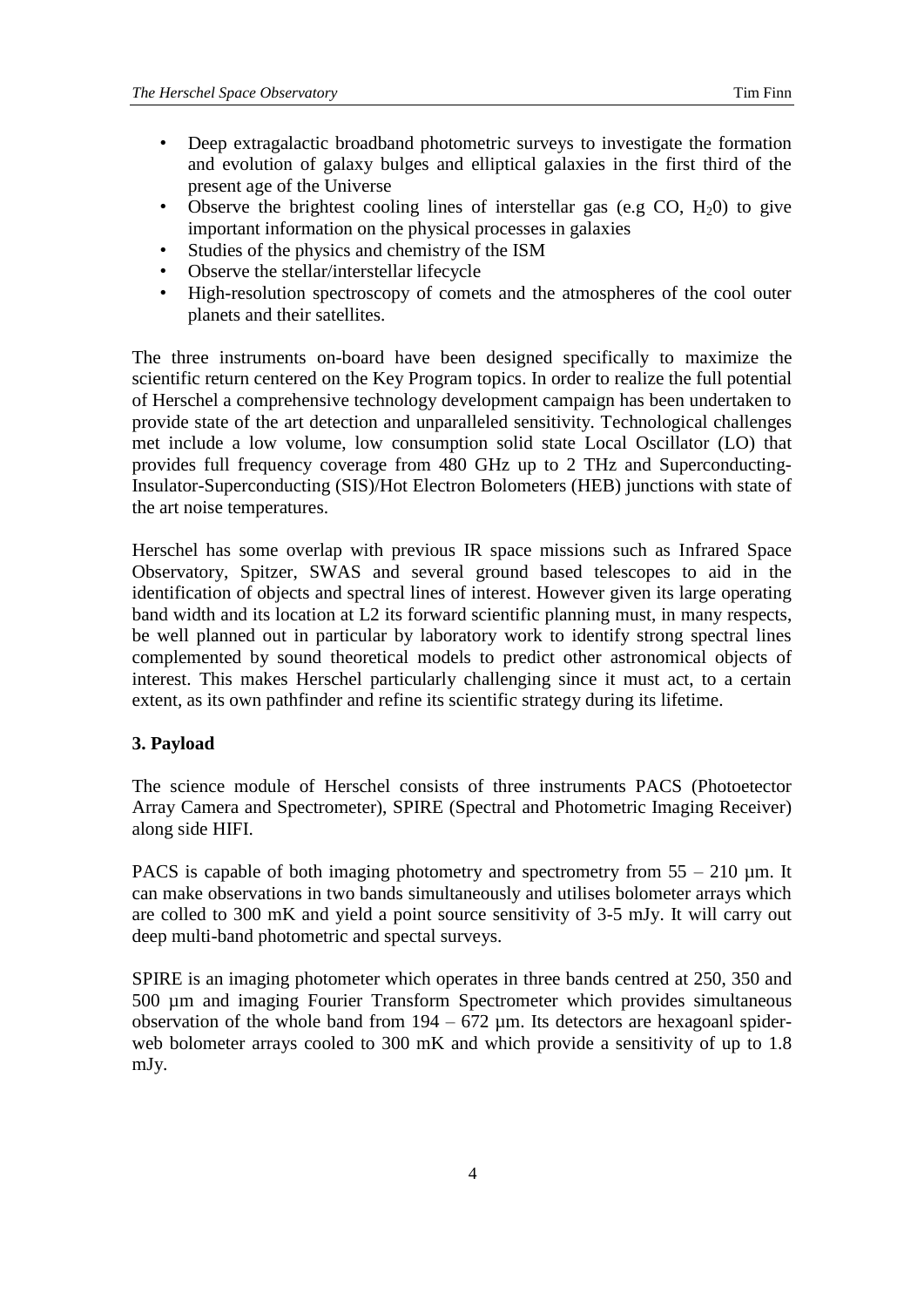- Deep extragalactic broadband photometric surveys to investigate the formation and evolution of galaxy bulges and elliptical galaxies in the first third of the present age of the Universe
- Observe the brightest cooling lines of interstellar gas (e.g CO, $H_20$) to give important information on the physical processes in galaxies
- Studies of the physics and chemistry of the ISM
- Observe the stellar/interstellar lifecycle
- High-resolution spectroscopy of comets and the atmospheres of the cool outer planets and their satellites.

The three instruments on-board have been designed specifically to maximize the scientific return centered on the Key Program topics. In order to realize the full potential of Herschel a comprehensive technology development campaign has been undertaken to provide state of the art detection and unparalleled sensitivity. Technological challenges met include a low volume, low consumption solid state Local Oscillator (LO) that provides full frequency coverage from 480 GHz up to 2 THz and Superconducting-Insulator-Superconducting (SIS)/Hot Electron Bolometers (HEB) junctions with state of the art noise temperatures.

Herschel has some overlap with previous IR space missions such as Infrared Space Observatory, Spitzer, SWAS and several ground based telescopes to aid in the identification of objects and spectral lines of interest. However given its large operating band width and its location at L2 its forward scientific planning must, in many respects, be well planned out in particular by laboratory work to identify strong spectral lines complemented by sound theoretical models to predict other astronomical objects of interest. This makes Herschel particularly challenging since it must act, to a certain extent, as its own pathfinder and refine its scientific strategy during its lifetime.

## 3. Payload

The science module of Herschel consists of three instruments PACS (Photoetector Array Camera and Spectrometer), SPIRE (Spectral and Photometric Imaging Receiver) along side HIFI.

PACS is capable of both imaging photometry and spectrometry from 55 – 210 µm. It can make observations in two bands simultaneously and utilises bolometer arrays which are colled to 300 mK and yield a point source sensitivity of 3-5 mJy. It will carry out deep multi-band photometric and spectal surveys.

SPIRE is an imaging photometer which operates in three bands centred at 250, 350 and 500 µm and imaging Fourier Transform Spectrometer which provides simultaneous observation of the whole band from 194 – 672 µm. Its detectors are hexagoanl spider-web bolometer arrays cooled to 300 mK and which provide a sensitivity of up to 1.8 mJy.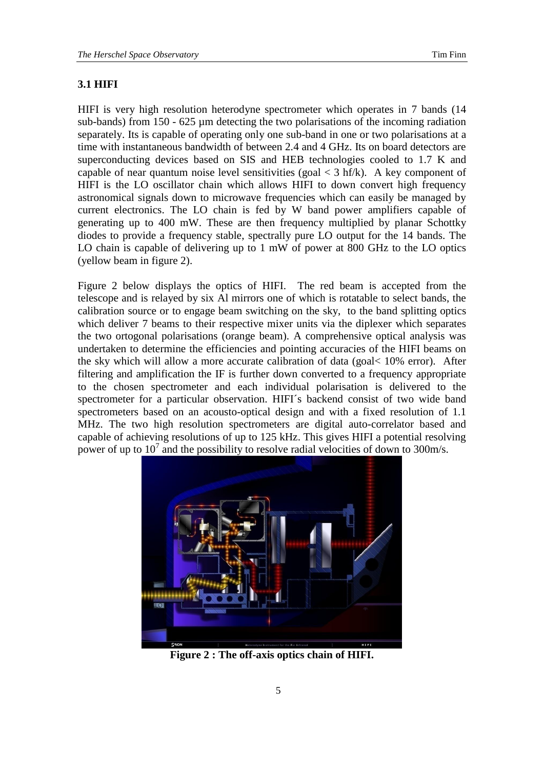### 3.1 HIFI

HIFI is very high resolution heterodyne spectrometer which operates in 7 bands (14 sub-bands) from 150 - 625 µm detecting the two polarisations of the incoming radiation separately. Its is capable of operating only one sub-band in one or two polarisations at a time with instantaneous bandwidth of between 2.4 and 4 GHz. Its on board detectors are superconducting devices based on SIS and HEB technologies cooled to 1.7 K and capable of near quantum noise level sensitivities (goal < 3 hf/k). A key component of HIFI is the LO oscillator chain which allows HIFI to down convert high frequency astronomical signals down to microwave frequencies which can easily be managed by current electronics. The LO chain is fed by W band power amplifiers capable of generating up to 400 mW. These are then frequency multiplied by planar Schottky diodes to provide a frequency stable, spectrally pure LO output for the 14 bands. The LO chain is capable of delivering up to 1 mW of power at 800 GHz to the LO optics (yellow beam in figure 2).

Figure 2 below displays the optics of HIFI. The red beam is accepted from the telescope and is relayed by six Al mirrors one of which is rotatable to select bands, the calibration source or to engage beam switching on the sky, to the band splitting optics which deliver 7 beams to their respective mixer units via the diplexer which separates the two ortogonal polarisations (orange beam). A comprehensive optical analysis was undertaken to determine the efficiencies and pointing accuracies of the HIFI beams on the sky which will allow a more accurate calibration of data (goal< 10% error). After filtering and amplification the IF is further down converted to a frequency appropriate to the chosen spectrometer and each individual polarisation is delivered to the spectrometer for a particular observation. HIFI´s backend consist of two wide band spectrometers based on an acousto-optical design and with a fixed resolution of 1.1 MHz. The two high resolution spectrometers are digital auto-correlator based and capable of achieving resolutions of up to 125 kHz. This gives HIFI a potential resolving power of up to $10^7$ and the possibility to resolve radial velocities of down to 300m/s.

**Figure 2 : The off-axis optics chain of HIFI.**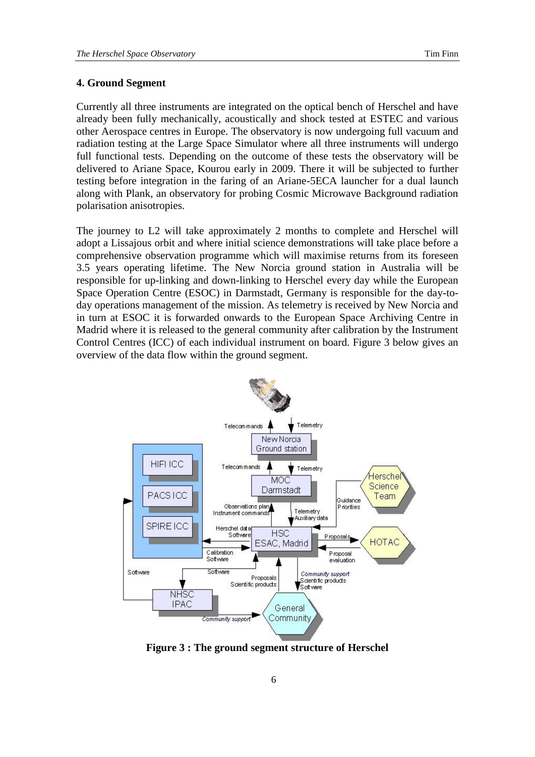## 4. Ground Segment

Currently all three instruments are integrated on the optical bench of Herschel and have already been fully mechanically, acoustically and shock tested at ESTEC and various other Aerospace centres in Europe. The observatory is now undergoing full vacuum and radiation testing at the Large Space Simulator where all three instruments will undergo full functional tests. Depending on the outcome of these tests the observatory will be delivered to Ariane Space, Kourou early in 2009. There it will be subjected to further testing before integration in the faring of an Ariane-5ECA launcher for a dual launch along with Plank, an observatory for probing Cosmic Microwave Background radiation polarisation anisotropies.

The journey to L2 will take approximately 2 months to complete and Herschel will adopt a Lissajous orbit and where initial science demonstrations will take place before a comprehensive observation programme which will maximise returns from its foreseen 3.5 years operating lifetime. The New Norcia ground station in Australia will be responsible for up-linking and down-linking to Herschel every day while the European Space Operation Centre (ESOC) in Darmstadt, Germany is responsible for the day-to-day operations management of the mission. As telemetry is received by New Norcia and in turn at ESOC it is forwarded onwards to the European Space Archiving Centre in Madrid where it is released to the general community after calibration by the Instrument Control Centres (ICC) of each individual instrument on board. Figure 3 below gives an overview of the data flow within the ground segment.

**Figure 3 : The ground segment structure of Herschel**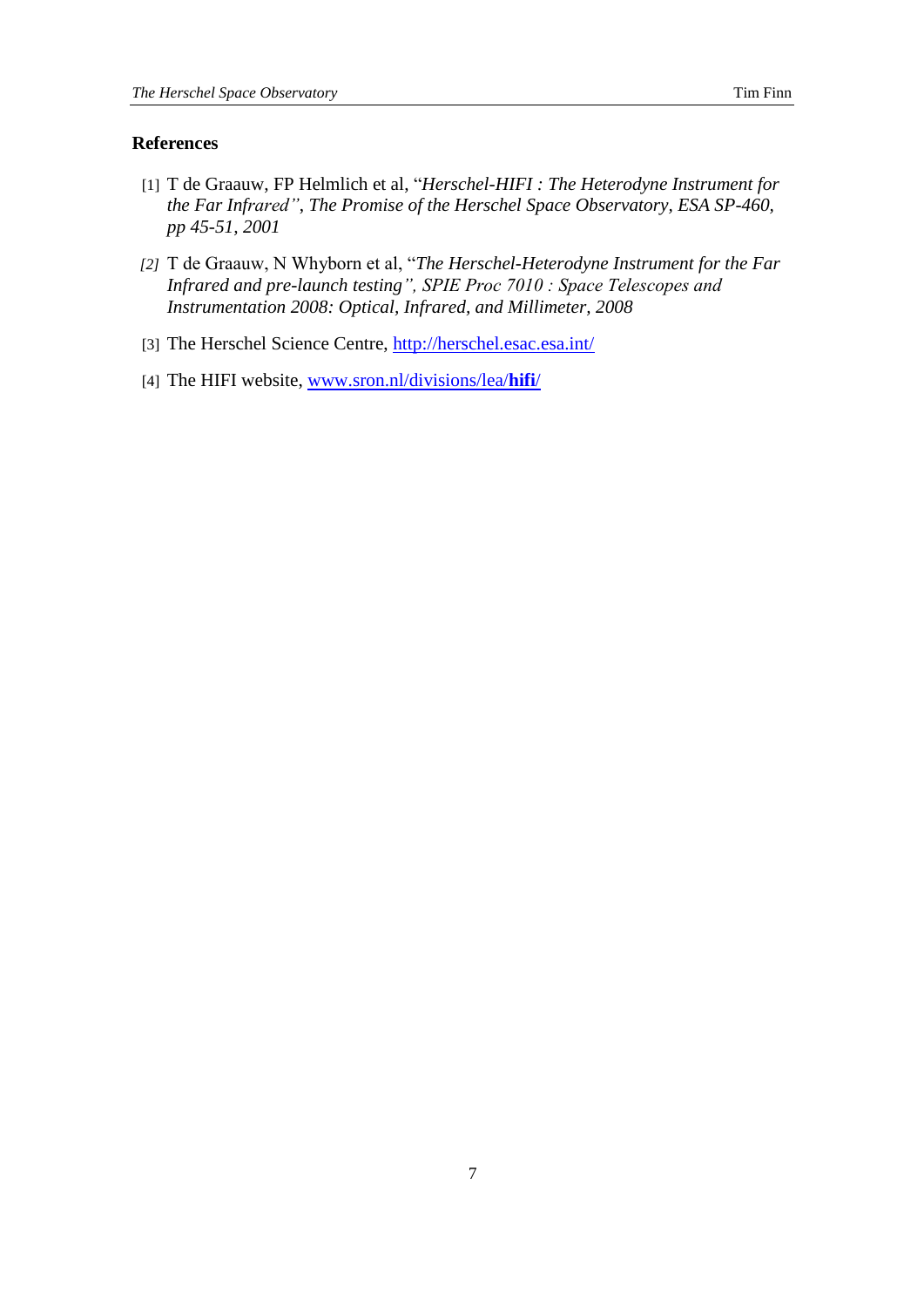## References

[1] T de Graauw, FP Helmlich et al, "*Herschel-HIFI : The Heterodyne Instrument for the Far Infrared", The Promise of the Herschel Space Observatory, ESA SP-460, pp 45-51, 2001*

[2] T de Graauw, N Whyborn et al, "*The Herschel-Heterodyne Instrument for the Far Infrared and pre-launch testing", SPIE Proc 7010 : Space Telescopes and Instrumentation 2008: Optical, Infrared, and Millimeter, 2008*

[3] The Herschel Science Centre, http://herschel.esac.esa.int/

[4] The HIFI website, www.sron.nl/divisions/lea/**hifi**/